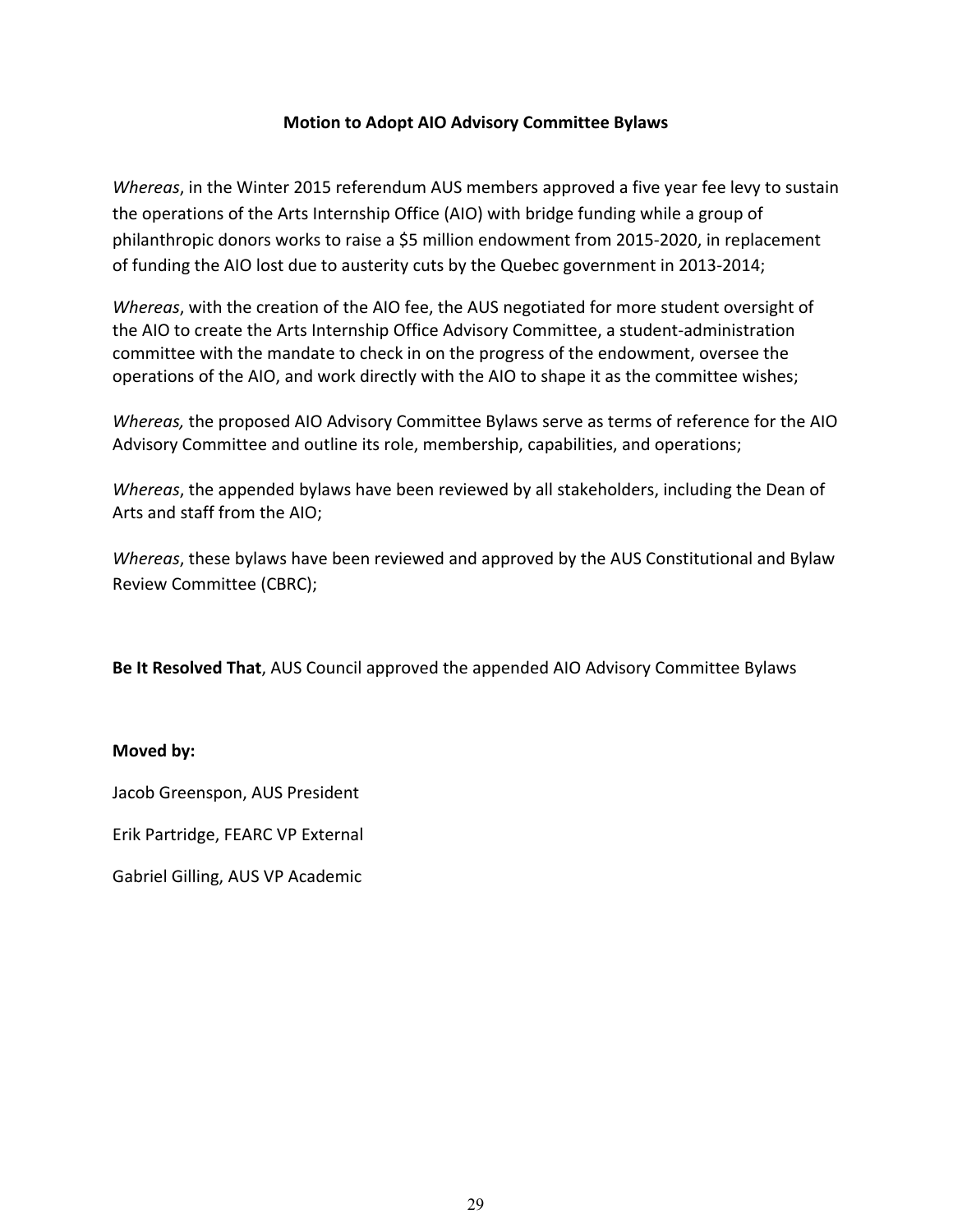# Motion to Adopt AIO Advisory Committee Bylaws

*Whereas*, in the Winter 2015 referendum AUS members approved a five year fee levy to sustain the operations of the Arts Internship Office (AIO) with bridge funding while a group of philanthropic donors works to raise a $5 million endowment from 2015-2020, in replacement of funding the AIO lost due to austerity cuts by the Quebec government in 2013-2014;

*Whereas*, with the creation of the AIO fee, the AUS negotiated for more student oversight of the AIO to create the Arts Internship Office Advisory Committee, a student-administration committee with the mandate to check in on the progress of the endowment, oversee the operations of the AIO, and work directly with the AIO to shape it as the committee wishes;

*Whereas,* the proposed AIO Advisory Committee Bylaws serve as terms of reference for the AIO Advisory Committee and outline its role, membership, capabilities, and operations;

*Whereas*, the appended bylaws have been reviewed by all stakeholders, including the Dean of Arts and staff from the AIO;

*Whereas*, these bylaws have been reviewed and approved by the AUS Constitutional and Bylaw Review Committee (CBRC);

**Be It Resolved That**, AUS Council approved the appended AIO Advisory Committee Bylaws

**Moved by:**

Jacob Greenspon, AUS President

Erik Partridge, FEARC VP External

Gabriel Gilling, AUS VP Academic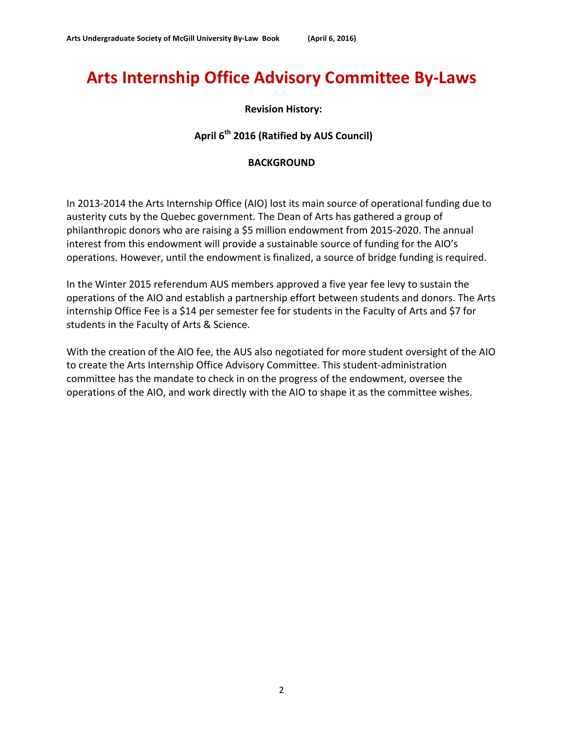# Arts Internship Office Advisory Committee By-Laws

**Revision History:**

**April 6th 2016 (Ratified by AUS Council)**

**BACKGROUND**

In 2013-2014 the Arts Internship Office (AIO) lost its main source of operational funding due to austerity cuts by the Quebec government. The Dean of Arts has gathered a group of philanthropic donors who are raising a $5 million endowment from 2015-2020. The annual interest from this endowment will provide a sustainable source of funding for the AIO's operations. However, until the endowment is finalized, a source of bridge funding is required.

In the Winter 2015 referendum AUS members approved a five year fee levy to sustain the operations of the AIO and establish a partnership effort between students and donors. The Arts internship Office Fee is a $14 per semester fee for students in the Faculty of Arts and $7 for students in the Faculty of Arts & Science.

With the creation of the AIO fee, the AUS also negotiated for more student oversight of the AIO to create the Arts Internship Office Advisory Committee. This student-administration committee has the mandate to check in on the progress of the endowment, oversee the operations of the AIO, and work directly with the AIO to shape it as the committee wishes.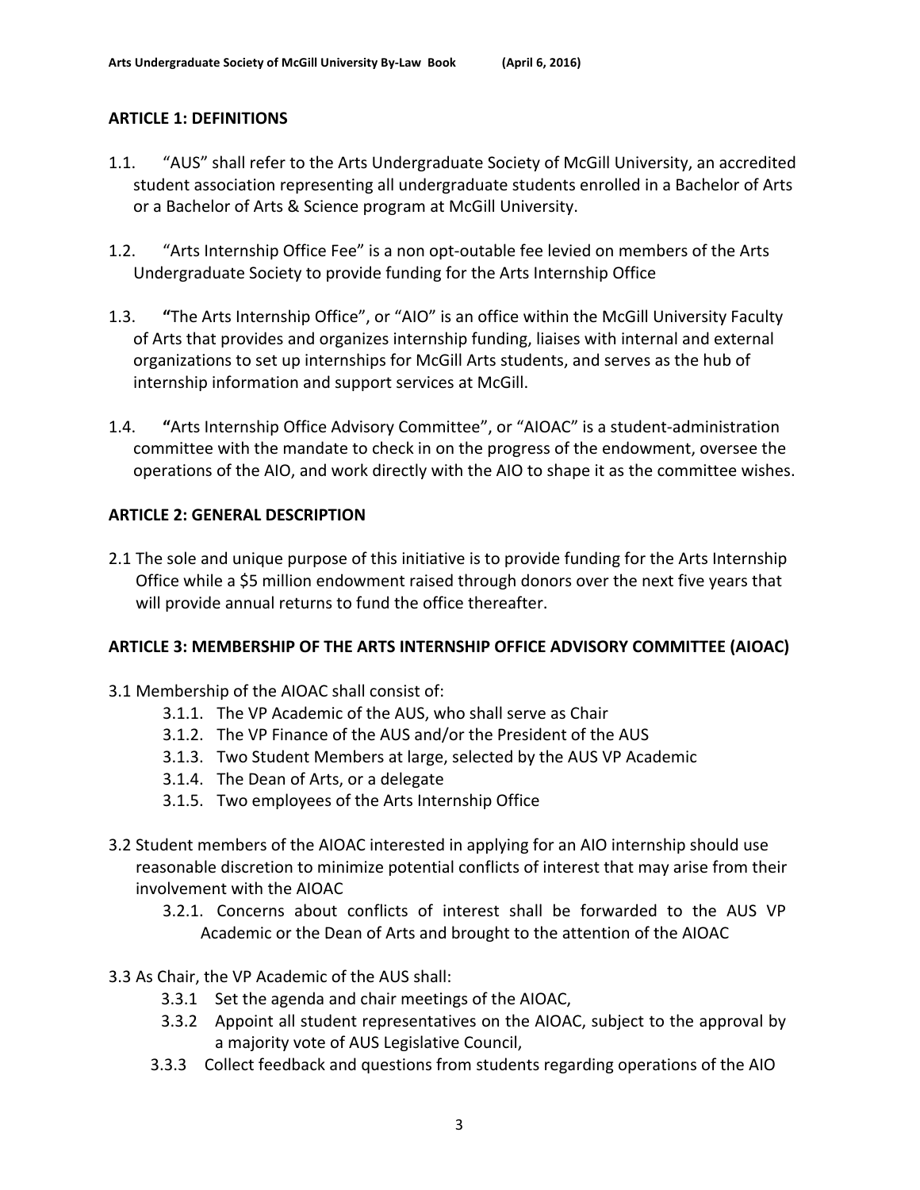## ARTICLE 1: DEFINITIONS

1.1. "AUS" shall refer to the Arts Undergraduate Society of McGill University, an accredited student association representing all undergraduate students enrolled in a Bachelor of Arts or a Bachelor of Arts & Science program at McGill University.

1.2. "Arts Internship Office Fee" is a non opt-outable fee levied on members of the Arts Undergraduate Society to provide funding for the Arts Internship Office

1.3. **"**The Arts Internship Office", or "AIO" is an office within the McGill University Faculty of Arts that provides and organizes internship funding, liaises with internal and external organizations to set up internships for McGill Arts students, and serves as the hub of internship information and support services at McGill.

1.4. **"**Arts Internship Office Advisory Committee", or "AIOAC" is a student-administration committee with the mandate to check in on the progress of the endowment, oversee the operations of the AIO, and work directly with the AIO to shape it as the committee wishes.

## ARTICLE 2: GENERAL DESCRIPTION

2.1 The sole and unique purpose of this initiative is to provide funding for the Arts Internship Office while a $5 million endowment raised through donors over the next five years that will provide annual returns to fund the office thereafter.

## ARTICLE 3: MEMBERSHIP OF THE ARTS INTERNSHIP OFFICE ADVISORY COMMITTEE (AIOAC)

3.1 Membership of the AIOAC shall consist of:

- 3.1.1. The VP Academic of the AUS, who shall serve as Chair
- 3.1.2. The VP Finance of the AUS and/or the President of the AUS
- 3.1.3. Two Student Members at large, selected by the AUS VP Academic
- 3.1.4. The Dean of Arts, or a delegate
- 3.1.5. Two employees of the Arts Internship Office

3.2 Student members of the AIOAC interested in applying for an AIO internship should use reasonable discretion to minimize potential conflicts of interest that may arise from their involvement with the AIOAC

- 3.2.1. Concerns about conflicts of interest shall be forwarded to the AUS VP Academic or the Dean of Arts and brought to the attention of the AIOAC

3.3 As Chair, the VP Academic of the AUS shall:

- 3.3.1 Set the agenda and chair meetings of the AIOAC,
- 3.3.2 Appoint all student representatives on the AIOAC, subject to the approval by a majority vote of AUS Legislative Council,
- 3.3.3 Collect feedback and questions from students regarding operations of the AIO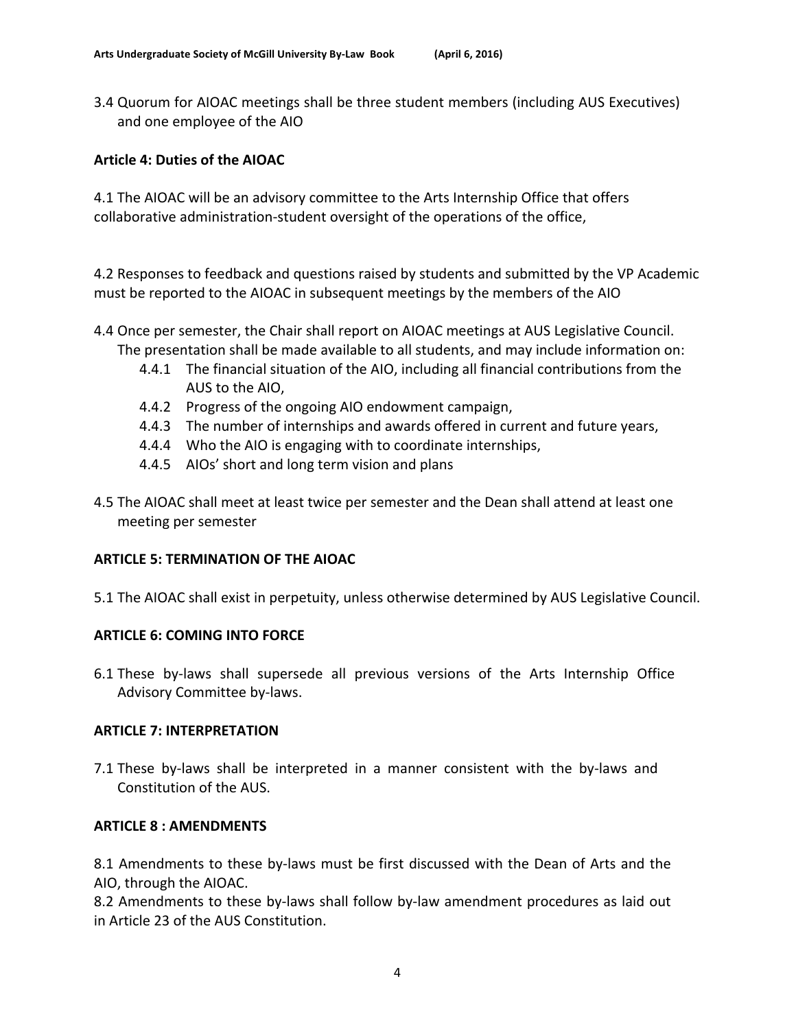3.4 Quorum for AIOAC meetings shall be three student members (including AUS Executives) and one employee of the AIO

**Article 4: Duties of the AIOAC**

4.1 The AIOAC will be an advisory committee to the Arts Internship Office that offers collaborative administration-student oversight of the operations of the office,

4.2 Responses to feedback and questions raised by students and submitted by the VP Academic must be reported to the AIOAC in subsequent meetings by the members of the AIO

4.4 Once per semester, the Chair shall report on AIOAC meetings at AUS Legislative Council. The presentation shall be made available to all students, and may include information on:

- 4.4.1 The financial situation of the AIO, including all financial contributions from the AUS to the AIO,
- 4.4.2 Progress of the ongoing AIO endowment campaign,
- 4.4.3 The number of internships and awards offered in current and future years,
- 4.4.4 Who the AIO is engaging with to coordinate internships,
- 4.4.5 AIOs' short and long term vision and plans

4.5 The AIOAC shall meet at least twice per semester and the Dean shall attend at least one meeting per semester

**ARTICLE 5: TERMINATION OF THE AIOAC**

5.1 The AIOAC shall exist in perpetuity, unless otherwise determined by AUS Legislative Council.

**ARTICLE 6: COMING INTO FORCE**

6.1 These by-laws shall supersede all previous versions of the Arts Internship Office Advisory Committee by-laws.

**ARTICLE 7: INTERPRETATION**

7.1 These by-laws shall be interpreted in a manner consistent with the by-laws and Constitution of the AUS.

**ARTICLE 8 : AMENDMENTS**

8.1 Amendments to these by-laws must be first discussed with the Dean of Arts and the AIO, through the AIOAC.

8.2 Amendments to these by-laws shall follow by-law amendment procedures as laid out in Article 23 of the AUS Constitution.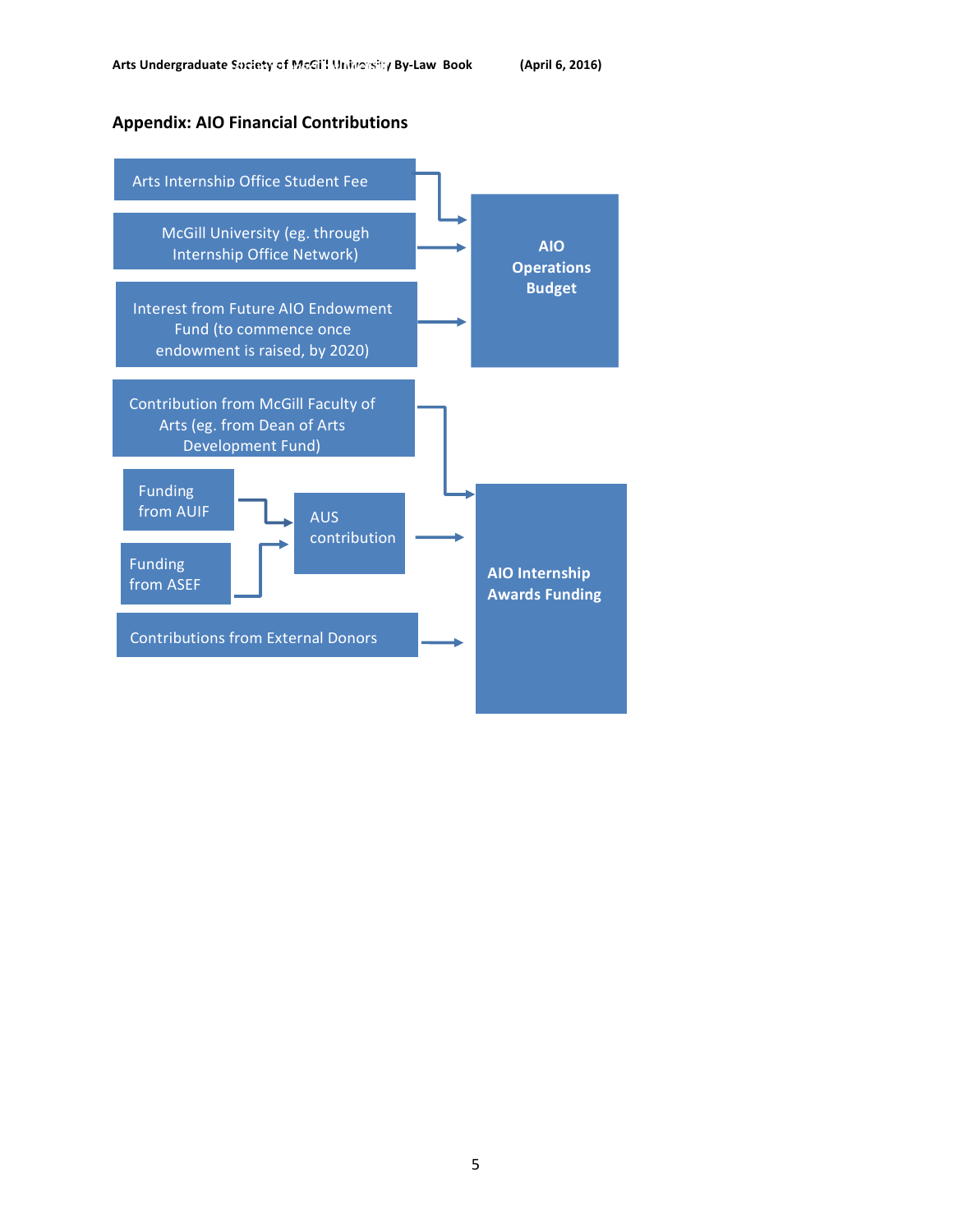## Appendix: AIO Financial Contributions

Arts Internship Office Student Fee

McGill University (eg. through Internship Office Network)

Interest from Future AIO Endowment Fund (to commence once endowment is raised, by 2020)

**AIO Operations Budget**

Contribution from McGill Faculty of Arts (eg. from Dean of Arts Development Fund)

Funding from AUIF

Funding from ASEF

AUS contribution

Contributions from External Donors

**AIO Internship Awards Funding**